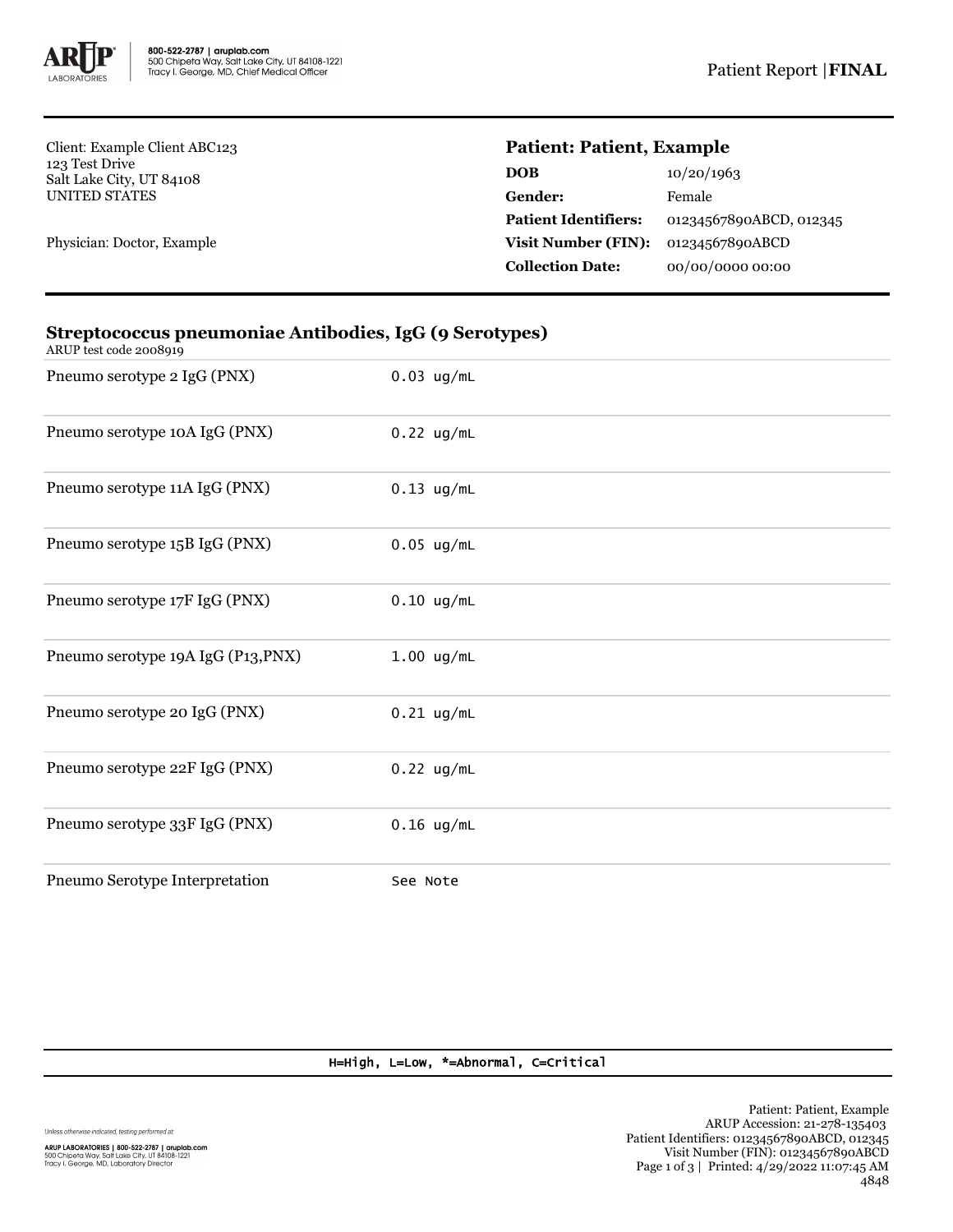Client: Example Client ABC123
123 Test Drive
Salt Lake City, UT 84108
UNITED STATES

Physician: Doctor, Example

## Patient: Patient, Example

| | |
|---|---|
| **DOB** | 10/20/1963 |
| **Gender:** | Female |
| **Patient Identifiers:** | 01234567890ABCD, 012345 |
| **Visit Number (FIN):** | 01234567890ABCD |
| **Collection Date:** | 00/00/0000 00:00 |

## Streptococcus pneumoniae Antibodies, IgG (9 Serotypes)

ARUP test code 2008919

| | |
|---|---|
| Pneumo serotype 2 IgG (PNX) | 0.03 ug/mL |
| Pneumo serotype 10A IgG (PNX) | 0.22 ug/mL |
| Pneumo serotype 11A IgG (PNX) | 0.13 ug/mL |
| Pneumo serotype 15B IgG (PNX) | 0.05 ug/mL |
| Pneumo serotype 17F IgG (PNX) | 0.10 ug/mL |
| Pneumo serotype 19A IgG (P13,PNX) | 1.00 ug/mL |
| Pneumo serotype 20 IgG (PNX) | 0.21 ug/mL |
| Pneumo serotype 22F IgG (PNX) | 0.22 ug/mL |
| Pneumo serotype 33F IgG (PNX) | 0.16 ug/mL |
| Pneumo Serotype Interpretation | See Note |

H=High, L=Low, *=Abnormal, C=Critical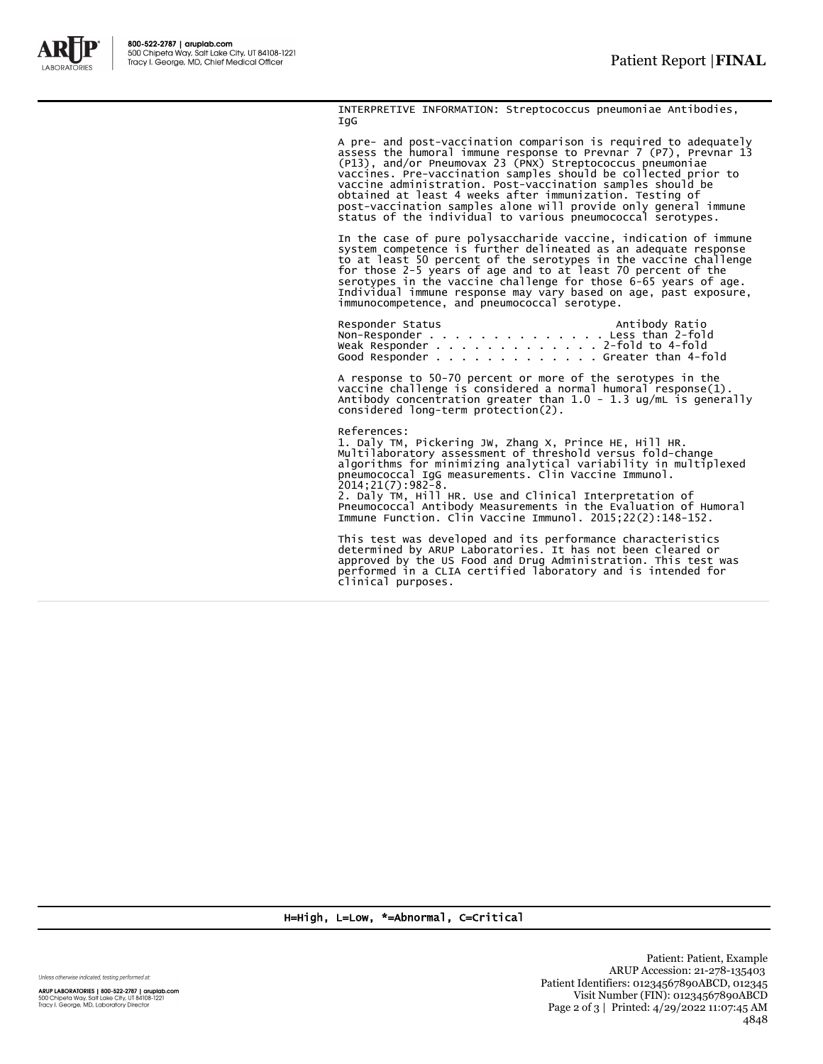INTERPRETIVE INFORMATION: Streptococcus pneumoniae Antibodies, IgG

A pre- and post-vaccination comparison is required to adequately assess the humoral immune response to Prevnar 7 (P7), Prevnar 13 (P13), and/or Pneumovax 23 (PNX) Streptococcus pneumoniae vaccines. Pre-vaccination samples should be collected prior to vaccine administration. Post-vaccination samples should be obtained at least 4 weeks after immunization. Testing of post-vaccination samples alone will provide only general immune status of the individual to various pneumococcal serotypes.

In the case of pure polysaccharide vaccine, indication of immune system competence is further delineated as an adequate response to at least 50 percent of the serotypes in the vaccine challenge for those 2-5 years of age and to at least 70 percent of the serotypes in the vaccine challenge for those 6-65 years of age. Individual immune response may vary based on age, past exposure, immunocompetence, and pneumococcal serotype.

| Responder Status | Antibody Ratio |
| --- | --- |
| Non-Responder | Less than 2-fold |
| Weak Responder | 2-fold to 4-fold |
| Good Responder | Greater than 4-fold |

A response to 50-70 percent or more of the serotypes in the vaccine challenge is considered a normal humoral response(1). Antibody concentration greater than 1.0 - 1.3 ug/mL is generally considered long-term protection(2).

References:
1. Daly TM, Pickering JW, Zhang X, Prince HE, Hill HR. Multilaboratory assessment of threshold versus fold-change algorithms for minimizing analytical variability in multiplexed pneumococcal IgG measurements. Clin Vaccine Immunol. 2014;21(7):982-8.
2. Daly TM, Hill HR. Use and Clinical Interpretation of Pneumococcal Antibody Measurements in the Evaluation of Humoral Immune Function. Clin Vaccine Immunol. 2015;22(2):148-152.

This test was developed and its performance characteristics determined by ARUP Laboratories. It has not been cleared or approved by the US Food and Drug Administration. This test was performed in a CLIA certified laboratory and is intended for clinical purposes.

H=High, L=Low, *=Abnormal, C=Critical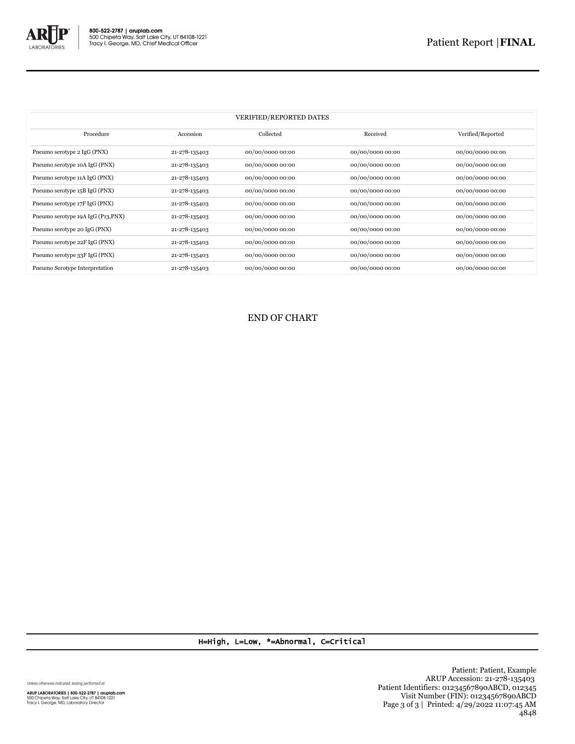| VERIFIED/REPORTED DATES | | | | |
|---|---|---|---|---|
| Procedure | Accession | Collected | Received | Verified/Reported |
| Pneumo serotype 2 IgG (PNX) | 21-278-135403 | 00/00/0000 00:00 | 00/00/0000 00:00 | 00/00/0000 00:00 |
| Pneumo serotype 10A IgG (PNX) | 21-278-135403 | 00/00/0000 00:00 | 00/00/0000 00:00 | 00/00/0000 00:00 |
| Pneumo serotype 11A IgG (PNX) | 21-278-135403 | 00/00/0000 00:00 | 00/00/0000 00:00 | 00/00/0000 00:00 |
| Pneumo serotype 15B IgG (PNX) | 21-278-135403 | 00/00/0000 00:00 | 00/00/0000 00:00 | 00/00/0000 00:00 |
| Pneumo serotype 17F IgG (PNX) | 21-278-135403 | 00/00/0000 00:00 | 00/00/0000 00:00 | 00/00/0000 00:00 |
| Pneumo serotype 19A IgG (P13,PNX) | 21-278-135403 | 00/00/0000 00:00 | 00/00/0000 00:00 | 00/00/0000 00:00 |
| Pneumo serotype 20 IgG (PNX) | 21-278-135403 | 00/00/0000 00:00 | 00/00/0000 00:00 | 00/00/0000 00:00 |
| Pneumo serotype 22F IgG (PNX) | 21-278-135403 | 00/00/0000 00:00 | 00/00/0000 00:00 | 00/00/0000 00:00 |
| Pneumo serotype 33F IgG (PNX) | 21-278-135403 | 00/00/0000 00:00 | 00/00/0000 00:00 | 00/00/0000 00:00 |
| Pneumo Serotype Interpretation | 21-278-135403 | 00/00/0000 00:00 | 00/00/0000 00:00 | 00/00/0000 00:00 |

END OF CHART

H=High, L=Low, *=Abnormal, C=Critical